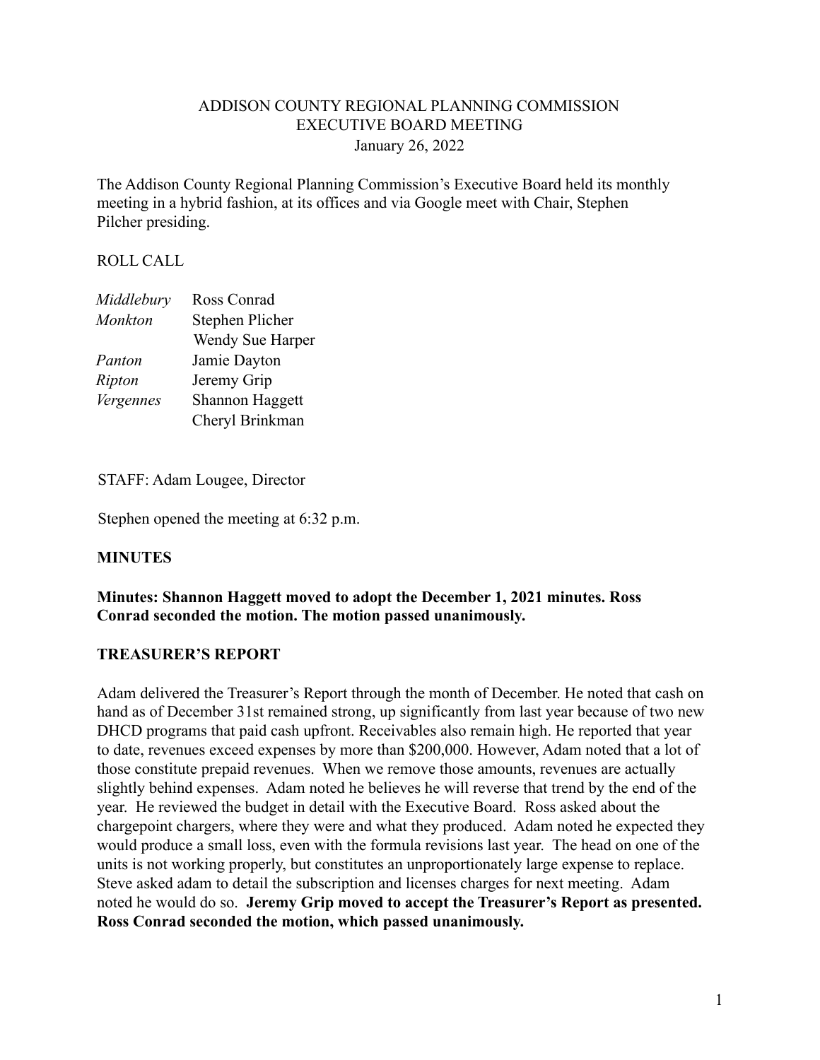ADDISON COUNTY REGIONAL PLANNING COMMISSION
EXECUTIVE BOARD MEETING
January 26, 2022

The Addison County Regional Planning Commission's Executive Board held its monthly meeting in a hybrid fashion, at its offices and via Google meet with Chair, Stephen Pilcher presiding.

ROLL CALL

| | |
|---|---|
| *Middlebury* | Ross Conrad |
| *Monkton* | Stephen Plicher |
| | Wendy Sue Harper |
| *Panton* | Jamie Dayton |
| *Ripton* | Jeremy Grip |
| *Vergennes* | Shannon Haggett |
| | Cheryl Brinkman |

STAFF: Adam Lougee, Director

Stephen opened the meeting at 6:32 p.m.

## MINUTES

**Minutes: Shannon Haggett moved to adopt the December 1, 2021 minutes. Ross Conrad seconded the motion. The motion passed unanimously.**

## TREASURER'S REPORT

Adam delivered the Treasurer's Report through the month of December. He noted that cash on hand as of December 31st remained strong, up significantly from last year because of two new DHCD programs that paid cash upfront. Receivables also remain high. He reported that year to date, revenues exceed expenses by more than $200,000. However, Adam noted that a lot of those constitute prepaid revenues. When we remove those amounts, revenues are actually slightly behind expenses. Adam noted he believes he will reverse that trend by the end of the year. He reviewed the budget in detail with the Executive Board. Ross asked about the chargepoint chargers, where they were and what they produced. Adam noted he expected they would produce a small loss, even with the formula revisions last year. The head on one of the units is not working properly, but constitutes an unproportionately large expense to replace. Steve asked adam to detail the subscription and licenses charges for next meeting. Adam noted he would do so. **Jeremy Grip moved to accept the Treasurer's Report as presented. Ross Conrad seconded the motion, which passed unanimously.**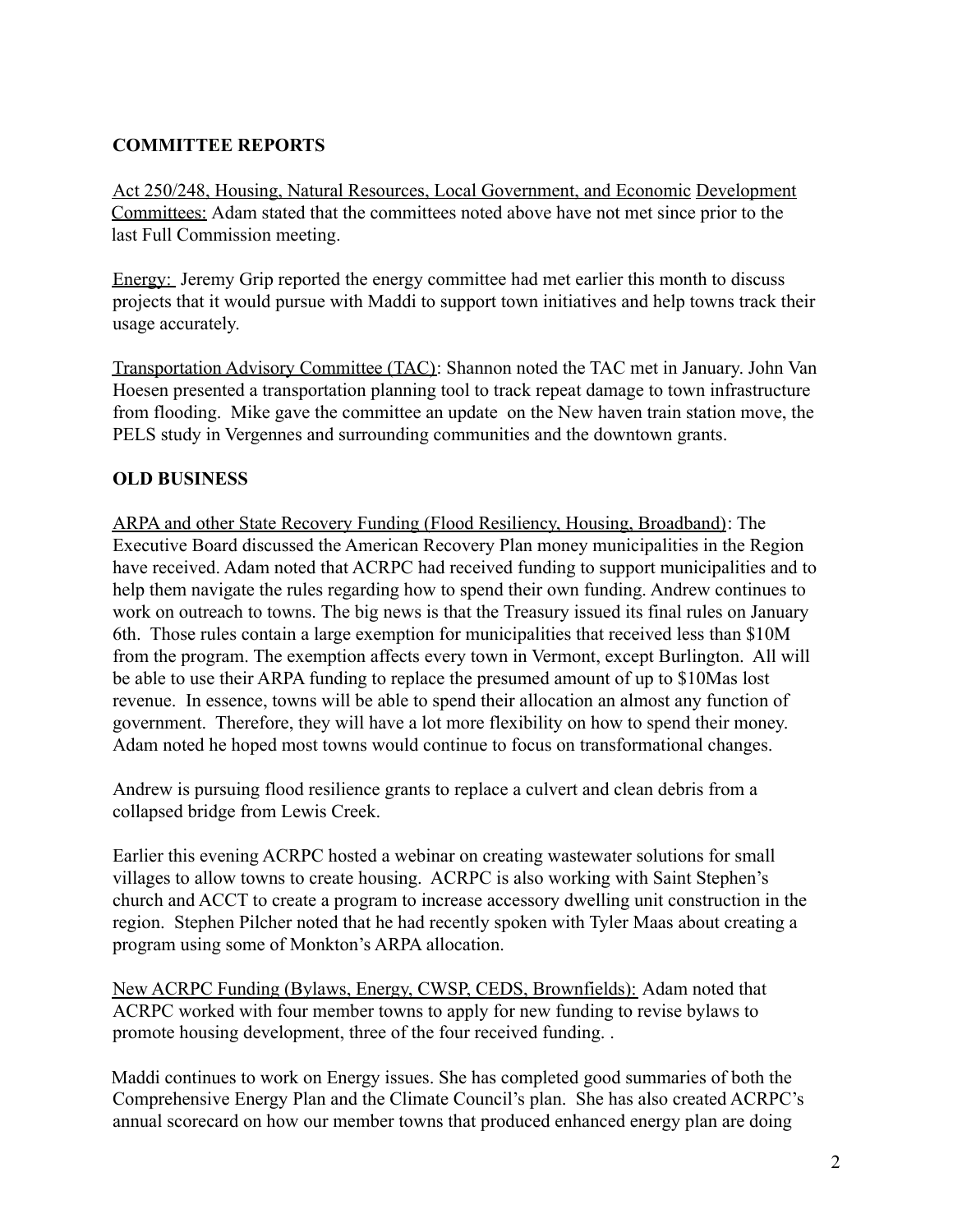## COMMITTEE REPORTS

Act 250/248, Housing, Natural Resources, Local Government, and Economic Development Committees: Adam stated that the committees noted above have not met since prior to the last Full Commission meeting.

Energy: Jeremy Grip reported the energy committee had met earlier this month to discuss projects that it would pursue with Maddi to support town initiatives and help towns track their usage accurately.

Transportation Advisory Committee (TAC): Shannon noted the TAC met in January. John Van Hoesen presented a transportation planning tool to track repeat damage to town infrastructure from flooding. Mike gave the committee an update on the New haven train station move, the PELS study in Vergennes and surrounding communities and the downtown grants.

## OLD BUSINESS

ARPA and other State Recovery Funding (Flood Resiliency, Housing, Broadband): The Executive Board discussed the American Recovery Plan money municipalities in the Region have received. Adam noted that ACRPC had received funding to support municipalities and to help them navigate the rules regarding how to spend their own funding. Andrew continues to work on outreach to towns. The big news is that the Treasury issued its final rules on January 6th. Those rules contain a large exemption for municipalities that received less than $10M from the program. The exemption affects every town in Vermont, except Burlington. All will be able to use their ARPA funding to replace the presumed amount of up to $10Mas lost revenue. In essence, towns will be able to spend their allocation an almost any function of government. Therefore, they will have a lot more flexibility on how to spend their money. Adam noted he hoped most towns would continue to focus on transformational changes.

Andrew is pursuing flood resilience grants to replace a culvert and clean debris from a collapsed bridge from Lewis Creek.

Earlier this evening ACRPC hosted a webinar on creating wastewater solutions for small villages to allow towns to create housing. ACRPC is also working with Saint Stephen's church and ACCT to create a program to increase accessory dwelling unit construction in the region. Stephen Pilcher noted that he had recently spoken with Tyler Maas about creating a program using some of Monkton's ARPA allocation.

New ACRPC Funding (Bylaws, Energy, CWSP, CEDS, Brownfields): Adam noted that ACRPC worked with four member towns to apply for new funding to revise bylaws to promote housing development, three of the four received funding. .

Maddi continues to work on Energy issues. She has completed good summaries of both the Comprehensive Energy Plan and the Climate Council's plan. She has also created ACRPC's annual scorecard on how our member towns that produced enhanced energy plan are doing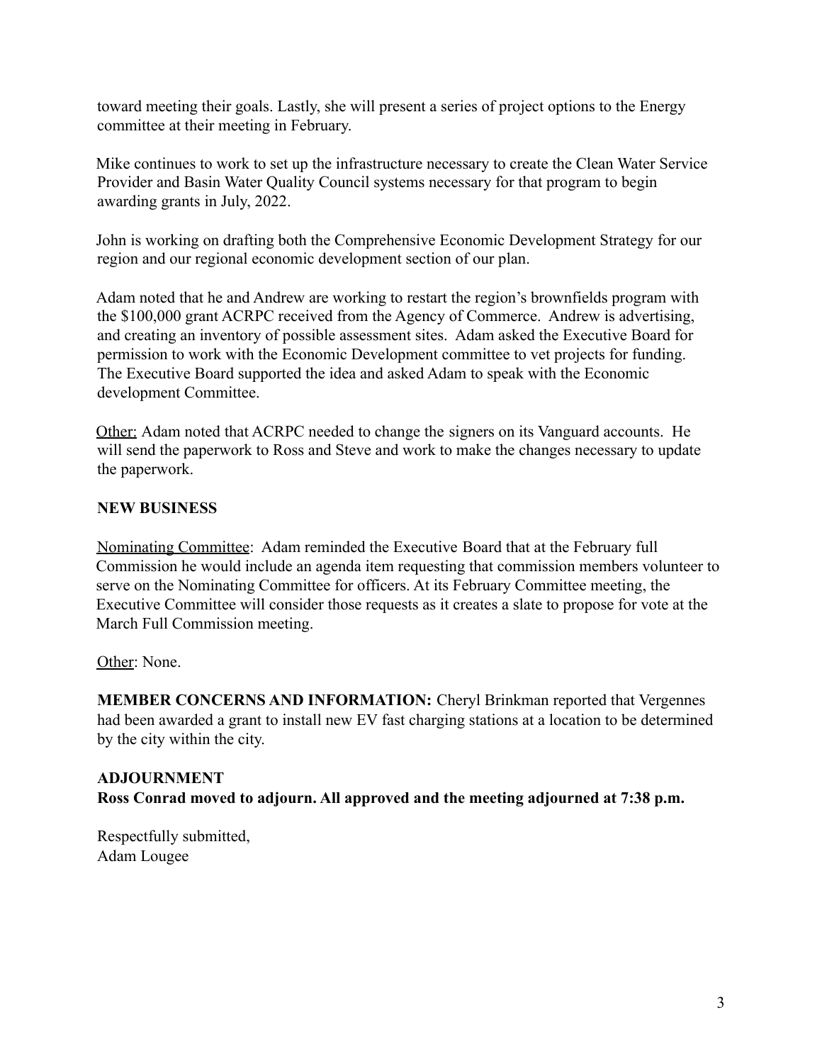toward meeting their goals. Lastly, she will present a series of project options to the Energy committee at their meeting in February.

Mike continues to work to set up the infrastructure necessary to create the Clean Water Service Provider and Basin Water Quality Council systems necessary for that program to begin awarding grants in July, 2022.

John is working on drafting both the Comprehensive Economic Development Strategy for our region and our regional economic development section of our plan.

Adam noted that he and Andrew are working to restart the region's brownfields program with the $100,000 grant ACRPC received from the Agency of Commerce. Andrew is advertising, and creating an inventory of possible assessment sites. Adam asked the Executive Board for permission to work with the Economic Development committee to vet projects for funding. The Executive Board supported the idea and asked Adam to speak with the Economic development Committee.

Other: Adam noted that ACRPC needed to change the signers on its Vanguard accounts. He will send the paperwork to Ross and Steve and work to make the changes necessary to update the paperwork.

**NEW BUSINESS**

Nominating Committee: Adam reminded the Executive Board that at the February full Commission he would include an agenda item requesting that commission members volunteer to serve on the Nominating Committee for officers. At its February Committee meeting, the Executive Committee will consider those requests as it creates a slate to propose for vote at the March Full Commission meeting.

Other: None.

**MEMBER CONCERNS AND INFORMATION:** Cheryl Brinkman reported that Vergennes had been awarded a grant to install new EV fast charging stations at a location to be determined by the city within the city.

**ADJOURNMENT**
**Ross Conrad moved to adjourn. All approved and the meeting adjourned at 7:38 p.m.**

Respectfully submitted,
Adam Lougee